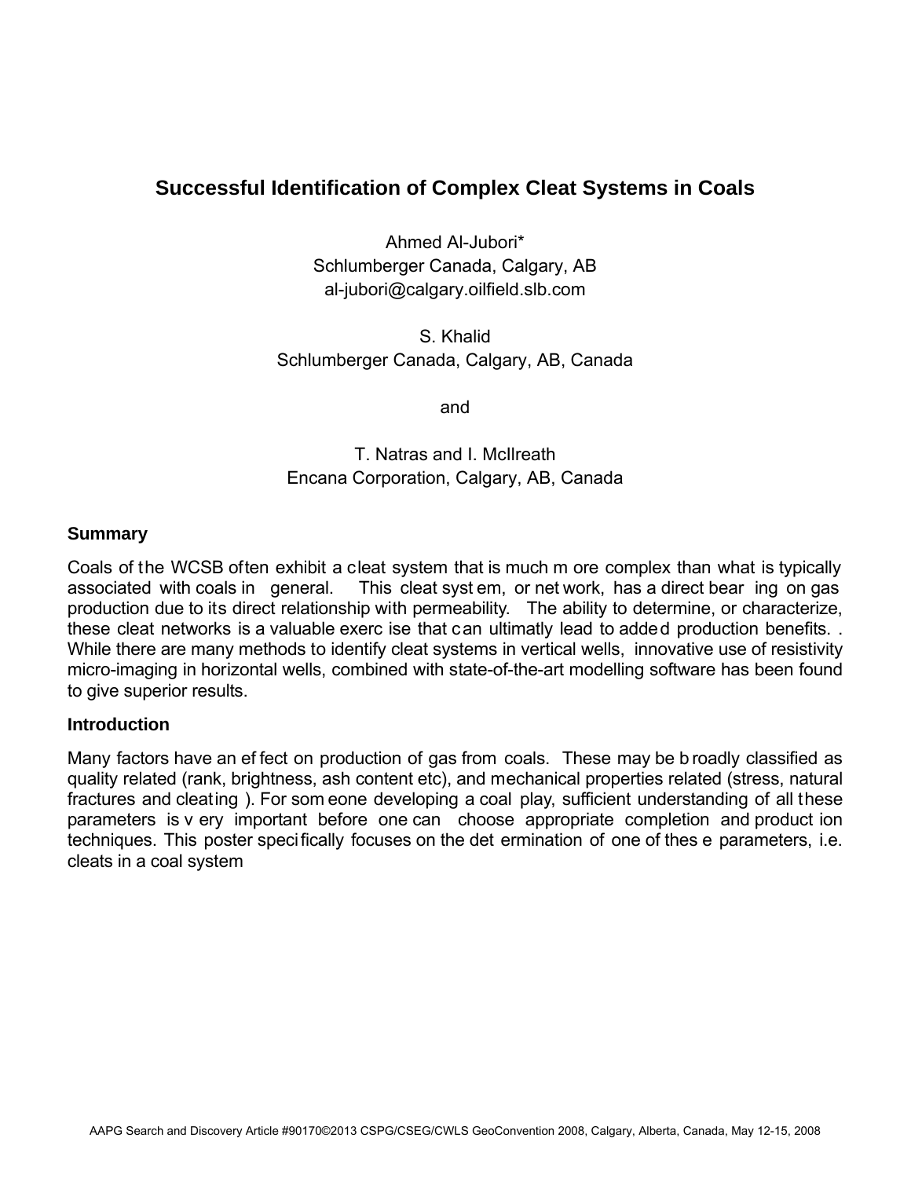# Successful Identification of Complex Cleat Systems in Coals

Ahmed Al-Jubori*
Schlumberger Canada, Calgary, AB
al-jubori@calgary.oilfield.slb.com

S. Khalid
Schlumberger Canada, Calgary, AB, Canada

and

T. Natras and I. McIlreath
Encana Corporation, Calgary, AB, Canada

## Summary

Coals of the WCSB often exhibit a cleat system that is much more complex than what is typically associated with coals in general. This cleat system, or network, has a direct bearing on gas production due to its direct relationship with permeability. The ability to determine, or characterize, these cleat networks is a valuable exercise that can ultimatly lead to added production benefits. . While there are many methods to identify cleat systems in vertical wells, innovative use of resistivity micro-imaging in horizontal wells, combined with state-of-the-art modelling software has been found to give superior results.

## Introduction

Many factors have an effect on production of gas from coals. These may be broadly classified as quality related (rank, brightness, ash content etc), and mechanical properties related (stress, natural fractures and cleating ). For someone developing a coal play, sufficient understanding of all these parameters is very important before one can choose appropriate completion and production techniques. This poster specifically focuses on the determination of one of these parameters, i.e. cleats in a coal system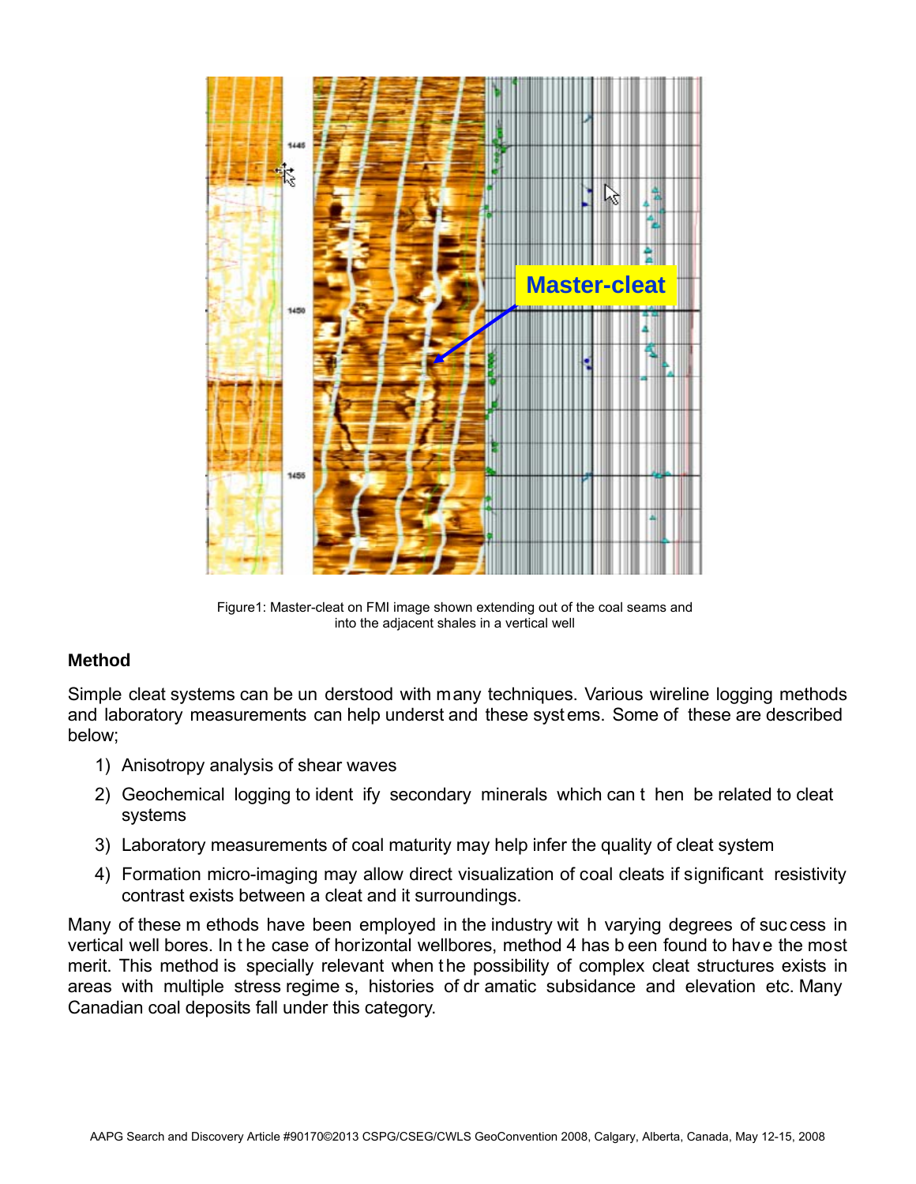Figure1: Master-cleat on FMI image shown extending out of the coal seams and into the adjacent shales in a vertical well

### Method

Simple cleat systems can be understood with many techniques. Various wireline logging methods and laboratory measurements can help understand these systems. Some of these are described below;

1) Anisotropy analysis of shear waves
2) Geochemical logging to identify secondary minerals which can then be related to cleat systems
3) Laboratory measurements of coal maturity may help infer the quality of cleat system
4) Formation micro-imaging may allow direct visualization of coal cleats if significant resistivity contrast exists between a cleat and it surroundings.

Many of these methods have been employed in the industry with varying degrees of success in vertical well bores. In the case of horizontal wellbores, method 4 has been found to have the most merit. This method is specially relevant when the possibility of complex cleat structures exists in areas with multiple stress regimes, histories of dramatic subsidance and elevation etc. Many Canadian coal deposits fall under this category.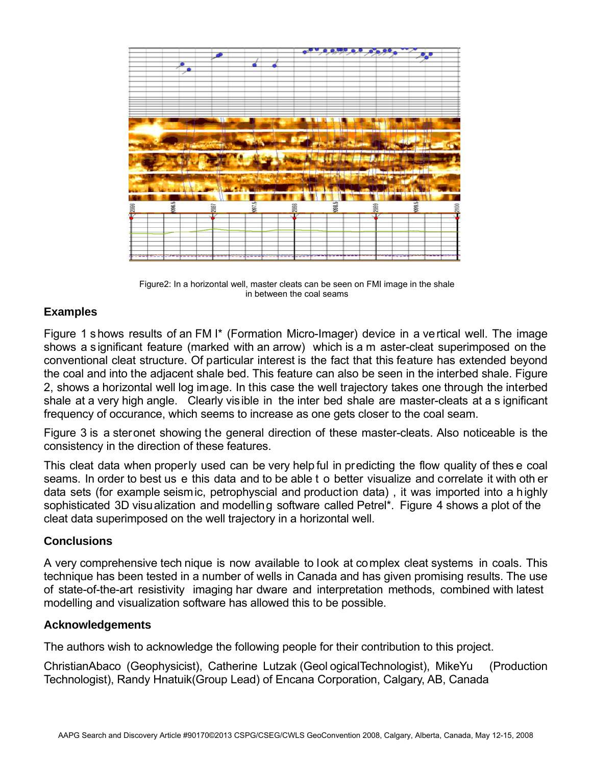Figure2: In a horizontal well, master cleats can be seen on FMI image in the shale in between the coal seams

## Examples

Figure 1 shows results of an FM I* (Formation Micro-Imager) device in a vertical well. The image shows a significant feature (marked with an arrow) which is a m aster-cleat superimposed on the conventional cleat structure. Of particular interest is the fact that this feature has extended beyond the coal and into the adjacent shale bed. This feature can also be seen in the interbed shale. Figure 2, shows a horizontal well log image. In this case the well trajectory takes one through the interbed shale at a very high angle. Clearly visible in the inter bed shale are master-cleats at a significant frequency of occurance, which seems to increase as one gets closer to the coal seam.

Figure 3 is a steronet showing the general direction of these master-cleats. Also noticeable is the consistency in the direction of these features.

This cleat data when properly used can be very helpful in predicting the flow quality of these coal seams. In order to best us e this data and to be able t o better visualize and correlate it with oth er data sets (for example seismic, petrophyscial and production data) , it was imported into a highly sophisticated 3D visualization and modelling software called Petrel*. Figure 4 shows a plot of the cleat data superimposed on the well trajectory in a horizontal well.

## Conclusions

A very comprehensive tech nique is now available to look at complex cleat systems in coals. This technique has been tested in a number of wells in Canada and has given promising results. The use of state-of-the-art resistivity imaging har dware and interpretation methods, combined with latest modelling and visualization software has allowed this to be possible.

## Acknowledgements

The authors wish to acknowledge the following people for their contribution to this project.

ChristianAbaco (Geophysicist), Catherine Lutzak (Geol ogicalTechnologist), MikeYu (Production Technologist), Randy Hnatuik(Group Lead) of Encana Corporation, Calgary, AB, Canada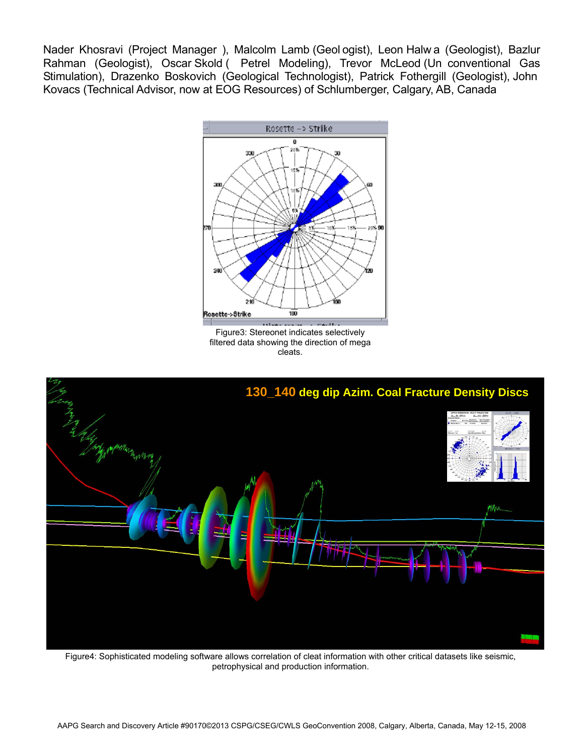Nader Khosravi (Project Manager ), Malcolm Lamb (Geologist), Leon Halwa (Geologist), Bazlur Rahman (Geologist), Oscar Skold ( Petrel Modeling), Trevor McLeod (Unconventional Gas Stimulation), Drazenko Boskovich (Geological Technologist), Patrick Fothergill (Geologist), John Kovacs (Technical Advisor, now at EOG Resources) of Schlumberger, Calgary, AB, Canada

Rosette -> Strike

0
30
60
90
120
150
180
210
240
270
300
330
5%
10%
15%
20%

Rosette->Strike

Figure3: Stereonet indicates selectively filtered data showing the direction of mega cleats.

130_140 deg dip Azim. Coal Fracture Density Discs

Figure4: Sophisticated modeling software allows correlation of cleat information with other critical datasets like seismic, petrophysical and production information.